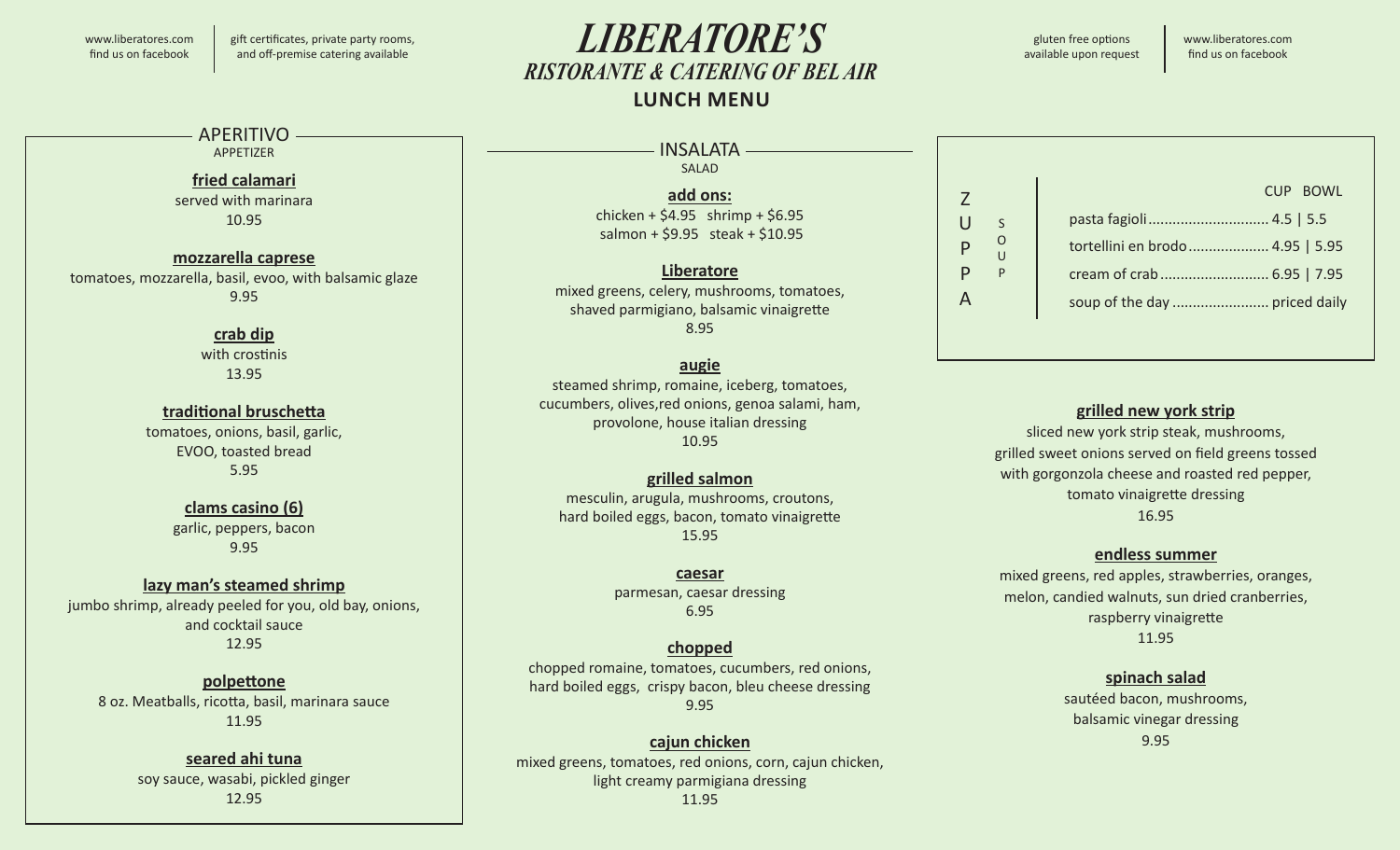www.liberatores.com
find us on facebook

gift certificates, private party rooms, and off-premise catering available

# LIBERATORE'S

## RISTORANTE & CATERING OF BEL AIR

### LUNCH MENU

gluten free options available upon request

www.liberatores.com
find us on facebook

## APERITIVO
APPETIZER

**fried calamari**
served with marinara
10.95

**mozzarella caprese**
tomatoes, mozzarella, basil, evoo, with balsamic glaze
9.95

**crab dip**
with crostinis
13.95

**traditional bruschetta**
tomatoes, onions, basil, garlic, EVOO, toasted bread
5.95

**clams casino (6)**
garlic, peppers, bacon
9.95

**lazy man's steamed shrimp**
jumbo shrimp, already peeled for you, old bay, onions, and cocktail sauce
12.95

**polpettone**
8 oz. Meatballs, ricotta, basil, marinara sauce
11.95

**seared ahi tuna**
soy sauce, wasabi, pickled ginger
12.95

## INSALATA
SALAD

**add ons:**
chicken + $4.95 shrimp + $6.95
salmon + $9.95 steak + $10.95

**Liberatore**
mixed greens, celery, mushrooms, tomatoes, shaved parmigiano, balsamic vinaigrette
8.95

**augie**
steamed shrimp, romaine, iceberg, tomatoes, cucumbers, olives,red onions, genoa salami, ham, provolone, house italian dressing
10.95

**grilled salmon**
mesculin, arugula, mushrooms, croutons, hard boiled eggs, bacon, tomato vinaigrette
15.95

**caesar**
parmesan, caesar dressing
6.95

**chopped**
chopped romaine, tomatoes, cucumbers, red onions, hard boiled eggs, crispy bacon, bleu cheese dressing
9.95

**cajun chicken**
mixed greens, tomatoes, red onions, corn, cajun chicken, light creamy parmigiana dressing
11.95

**grilled new york strip**
sliced new york strip steak, mushrooms, grilled sweet onions served on field greens tossed with gorgonzola cheese and roasted red pepper, tomato vinaigrette dressing
16.95

**endless summer**
mixed greens, red apples, strawberries, oranges, melon, candied walnuts, sun dried cranberries, raspberry vinaigrette
11.95

**spinach salad**
sautéed bacon, mushrooms, balsamic vinegar dressing
9.95

## ZUPPA
SOUP

| | CUP | BOWL |
|---|---|---|
| pasta fagioli | 4.5 | 5.5 |
| tortellini en brodo | 4.95 | 5.95 |
| cream of crab | 6.95 | 7.95 |
| soup of the day | priced daily | |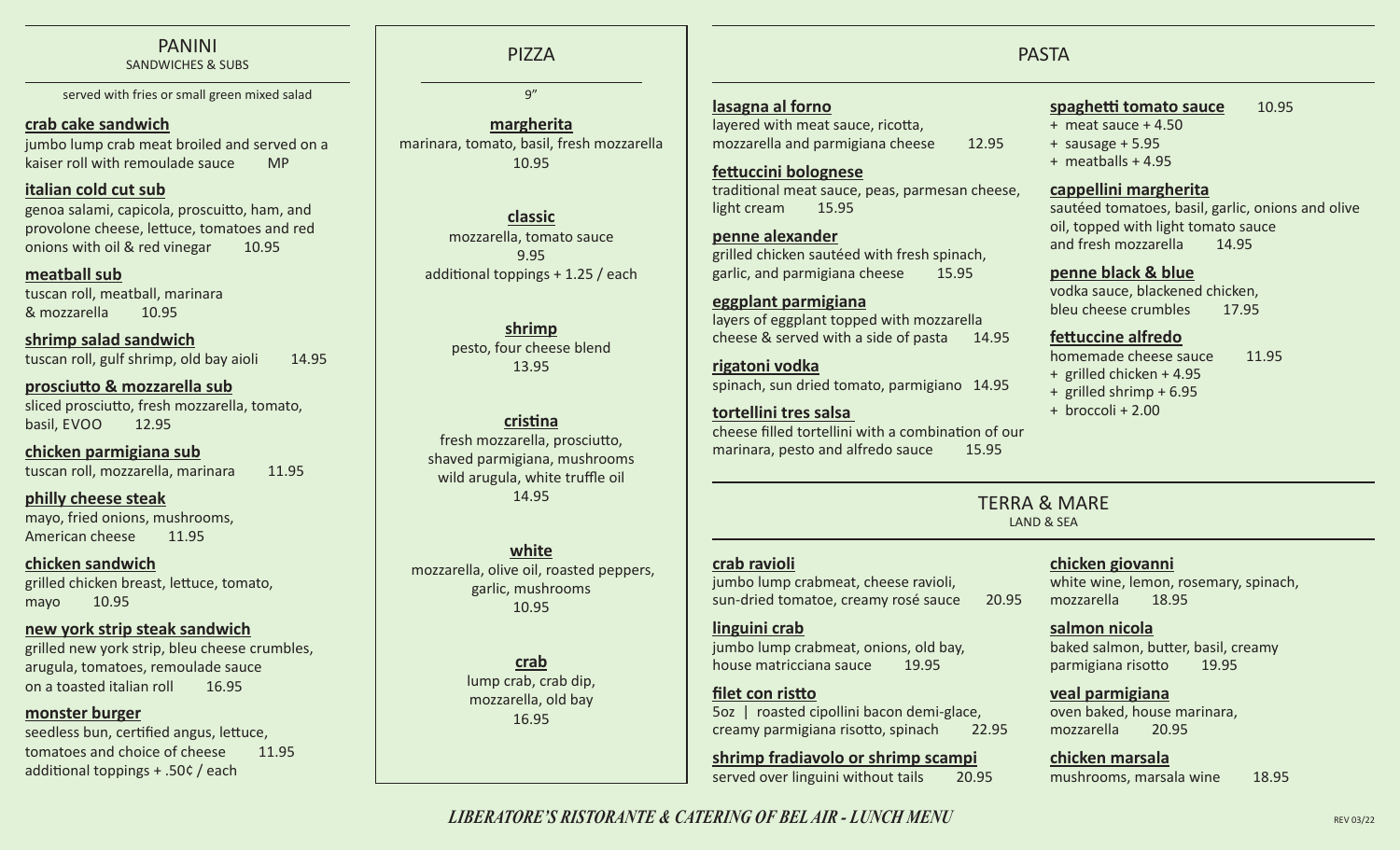## PANINI

SANDWICHES & SUBS

served with fries or small green mixed salad

**crab cake sandwich**
jumbo lump crab meat broiled and served on a kaiser roll with remoulade sauce MP

**italian cold cut sub**
genoa salami, capicola, proscuitto, ham, and provolone cheese, lettuce, tomatoes and red onions with oil & red vinegar 10.95

**meatball sub**
tuscan roll, meatball, marinara & mozzarella 10.95

**shrimp salad sandwich**
tuscan roll, gulf shrimp, old bay aioli 14.95

**prosciutto & mozzarella sub**
sliced prosciutto, fresh mozzarella, tomato, basil, EVOO 12.95

**chicken parmigiana sub**
tuscan roll, mozzarella, marinara 11.95

**philly cheese steak**
mayo, fried onions, mushrooms, American cheese 11.95

**chicken sandwich**
grilled chicken breast, lettuce, tomato, mayo 10.95

**new york strip steak sandwich**
grilled new york strip, bleu cheese crumbles, arugula, tomatoes, remoulade sauce on a toasted italian roll 16.95

**monster burger**
seedless bun, certified angus, lettuce, tomatoes and choice of cheese 11.95
additional toppings + .50¢ / each

## PIZZA

9"

**margherita**
marinara, tomato, basil, fresh mozzarella
10.95

**classic**
mozzarella, tomato sauce
9.95
additional toppings + 1.25 / each

**shrimp**
pesto, four cheese blend
13.95

**cristina**
fresh mozzarella, prosciutto, shaved parmigiana, mushrooms wild arugula, white truffle oil
14.95

**white**
mozzarella, olive oil, roasted peppers, garlic, mushrooms
10.95

**crab**
lump crab, crab dip, mozzarella, old bay
16.95

## PASTA

**lasagna al forno**
layered with meat sauce, ricotta, mozzarella and parmigiana cheese 12.95

**fettuccini bolognese**
traditional meat sauce, peas, parmesan cheese, light cream 15.95

**penne alexander**
grilled chicken sautéed with fresh spinach, garlic, and parmigiana cheese 15.95

**eggplant parmigiana**
layers of eggplant topped with mozzarella cheese & served with a side of pasta 14.95

**rigatoni vodka**
spinach, sun dried tomato, parmigiano 14.95

**tortellini tres salsa**
cheese filled tortellini with a combination of our marinara, pesto and alfredo sauce 15.95

**spaghetti tomato sauce** 10.95
+ meat sauce + 4.50
+ sausage + 5.95
+ meatballs + 4.95

**cappellini margherita**
sautéed tomatoes, basil, garlic, onions and olive oil, topped with light tomato sauce and fresh mozzarella 14.95

**penne black & blue**
vodka sauce, blackened chicken, bleu cheese crumbles 17.95

**fettuccine alfredo**
homemade cheese sauce 11.95
+ grilled chicken + 4.95
+ grilled shrimp + 6.95
+ broccoli + 2.00

## TERRA & MARE

LAND & SEA

**crab ravioli**
jumbo lump crabmeat, cheese ravioli, sun-dried tomatoe, creamy rosé sauce 20.95

**linguini crab**
jumbo lump crabmeat, onions, old bay, house matricciana sauce 19.95

**filet con ristto**
5oz | roasted cipollini bacon demi-glace, creamy parmigiana risotto, spinach 22.95

**shrimp fradiavolo or shrimp scampi**
served over linguini without tails 20.95

**chicken giovanni**
white wine, lemon, rosemary, spinach, mozzarella 18.95

**salmon nicola**
baked salmon, butter, basil, creamy parmigiana risotto 19.95

**veal parmigiana**
oven baked, house marinara, mozzarella 20.95

**chicken marsala**
mushrooms, marsala wine 18.95

*LIBERATORE'S RISTORANTE & CATERING OF BEL AIR - LUNCH MENU*

REV 03/22